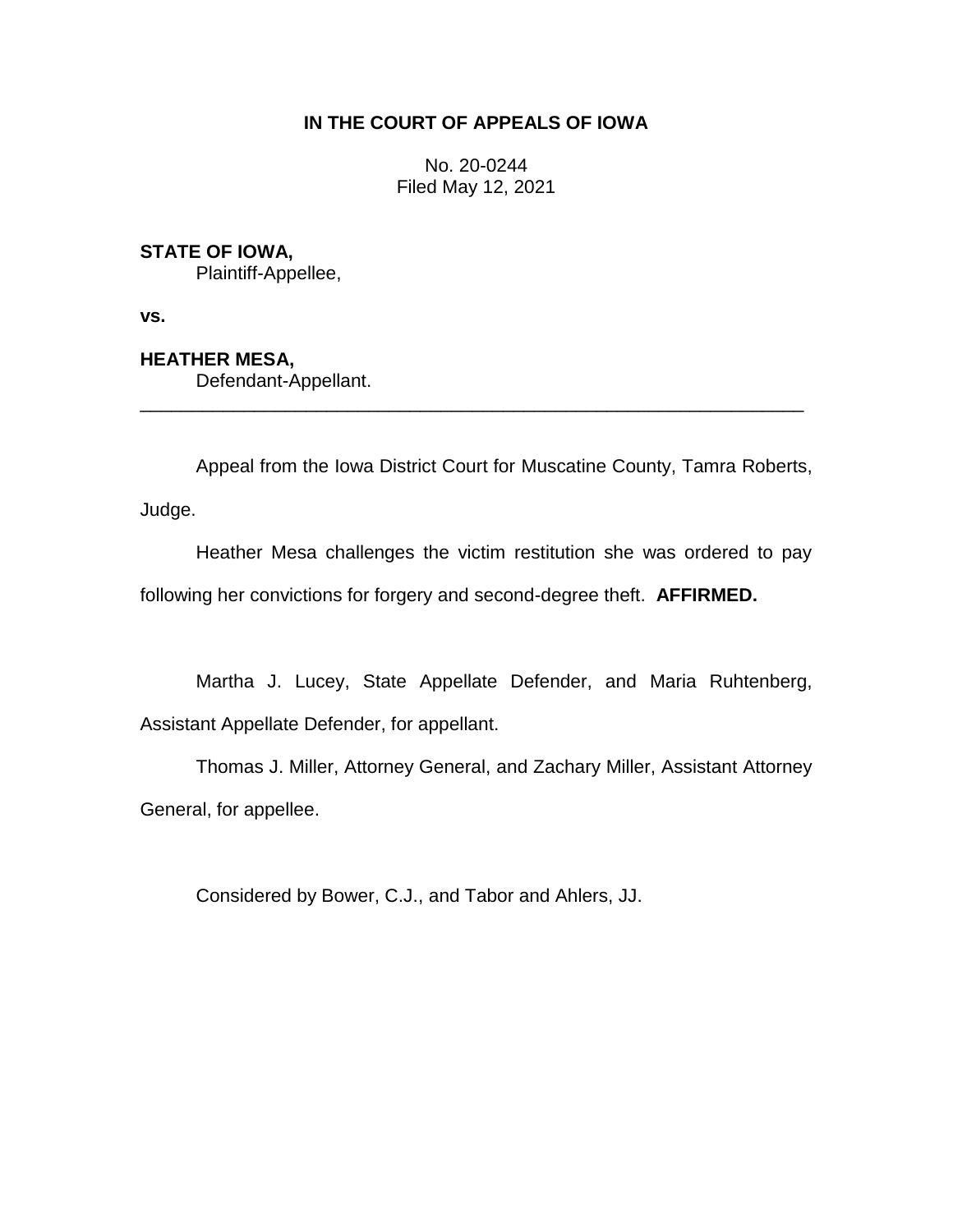**IN THE COURT OF APPEALS OF IOWA**

No. 20-0244
Filed May 12, 2021

**STATE OF IOWA,**
Plaintiff-Appellee,

**vs.**

**HEATHER MESA,**
Defendant-Appellant.

---

Appeal from the Iowa District Court for Muscatine County, Tamra Roberts, Judge.

Heather Mesa challenges the victim restitution she was ordered to pay following her convictions for forgery and second-degree theft. **AFFIRMED.**

Martha J. Lucey, State Appellate Defender, and Maria Ruhtenberg, Assistant Appellate Defender, for appellant.

Thomas J. Miller, Attorney General, and Zachary Miller, Assistant Attorney General, for appellee.

Considered by Bower, C.J., and Tabor and Ahlers, JJ.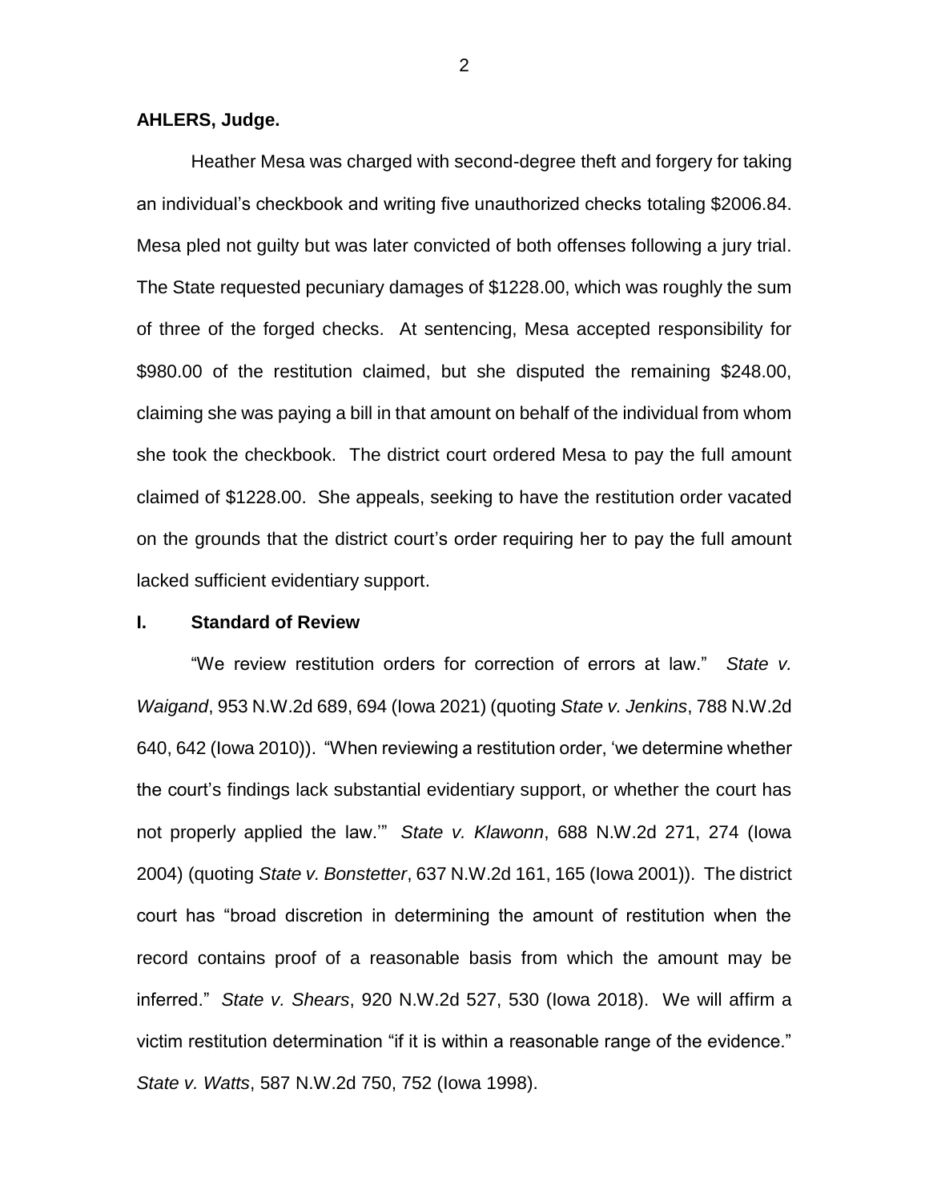**AHLERS, Judge.**

Heather Mesa was charged with second-degree theft and forgery for taking an individual's checkbook and writing five unauthorized checks totaling $2006.84. Mesa pled not guilty but was later convicted of both offenses following a jury trial. The State requested pecuniary damages of $1228.00, which was roughly the sum of three of the forged checks. At sentencing, Mesa accepted responsibility for $980.00 of the restitution claimed, but she disputed the remaining $248.00, claiming she was paying a bill in that amount on behalf of the individual from whom she took the checkbook. The district court ordered Mesa to pay the full amount claimed of $1228.00. She appeals, seeking to have the restitution order vacated on the grounds that the district court's order requiring her to pay the full amount lacked sufficient evidentiary support.

## I. Standard of Review

"We review restitution orders for correction of errors at law." *State v. Waigand*, 953 N.W.2d 689, 694 (Iowa 2021) (quoting *State v. Jenkins*, 788 N.W.2d 640, 642 (Iowa 2010)). "When reviewing a restitution order, 'we determine whether the court's findings lack substantial evidentiary support, or whether the court has not properly applied the law.'" *State v. Klawonn*, 688 N.W.2d 271, 274 (Iowa 2004) (quoting *State v. Bonstetter*, 637 N.W.2d 161, 165 (Iowa 2001)). The district court has "broad discretion in determining the amount of restitution when the record contains proof of a reasonable basis from which the amount may be inferred." *State v. Shears*, 920 N.W.2d 527, 530 (Iowa 2018). We will affirm a victim restitution determination "if it is within a reasonable range of the evidence." *State v. Watts*, 587 N.W.2d 750, 752 (Iowa 1998).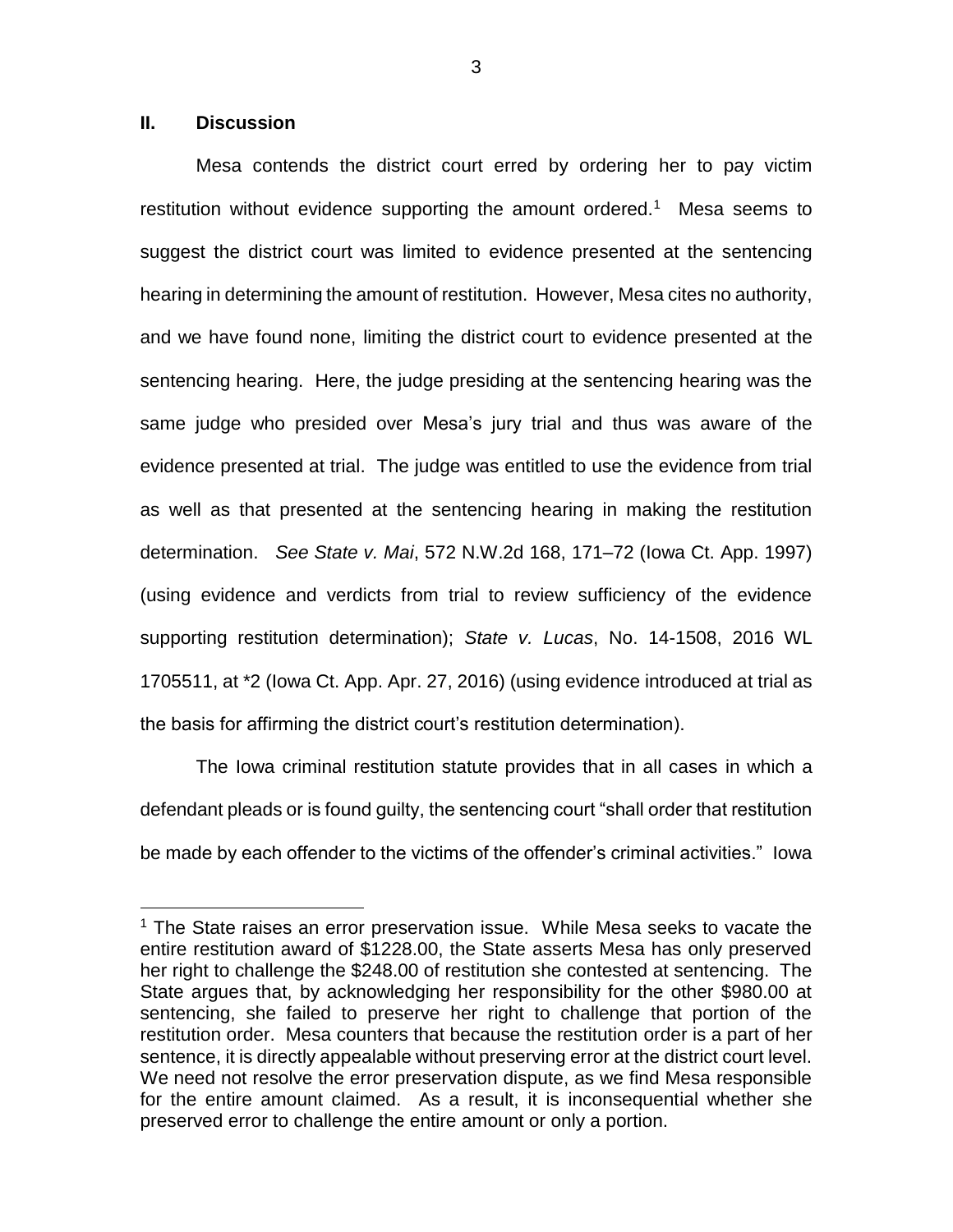## II. Discussion

Mesa contends the district court erred by ordering her to pay victim restitution without evidence supporting the amount ordered.[1] Mesa seems to suggest the district court was limited to evidence presented at the sentencing hearing in determining the amount of restitution. However, Mesa cites no authority, and we have found none, limiting the district court to evidence presented at the sentencing hearing. Here, the judge presiding at the sentencing hearing was the same judge who presided over Mesa's jury trial and thus was aware of the evidence presented at trial. The judge was entitled to use the evidence from trial as well as that presented at the sentencing hearing in making the restitution determination. *See State v. Mai*, 572 N.W.2d 168, 171–72 (Iowa Ct. App. 1997) (using evidence and verdicts from trial to review sufficiency of the evidence supporting restitution determination); *State v. Lucas*, No. 14-1508, 2016 WL 1705511, at *2 (Iowa Ct. App. Apr. 27, 2016) (using evidence introduced at trial as the basis for affirming the district court's restitution determination).

The Iowa criminal restitution statute provides that in all cases in which a defendant pleads or is found guilty, the sentencing court "shall order that restitution be made by each offender to the victims of the offender's criminal activities." Iowa

---

[1] The State raises an error preservation issue. While Mesa seeks to vacate the entire restitution award of $1228.00, the State asserts Mesa has only preserved her right to challenge the $248.00 of restitution she contested at sentencing. The State argues that, by acknowledging her responsibility for the other $980.00 at sentencing, she failed to preserve her right to challenge that portion of the restitution order. Mesa counters that because the restitution order is a part of her sentence, it is directly appealable without preserving error at the district court level. We need not resolve the error preservation dispute, as we find Mesa responsible for the entire amount claimed. As a result, it is inconsequential whether she preserved error to challenge the entire amount or only a portion.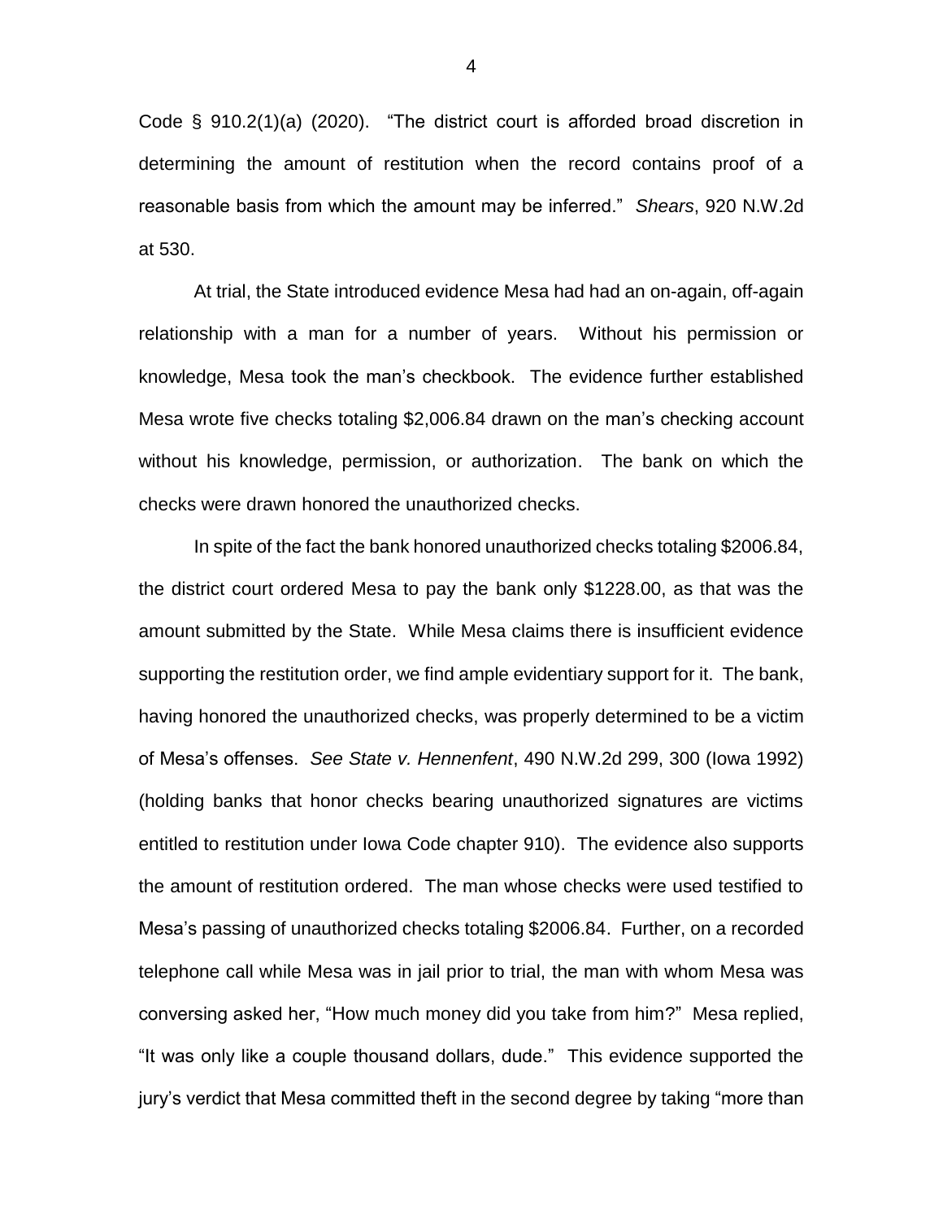Code § 910.2(1)(a) (2020). "The district court is afforded broad discretion in determining the amount of restitution when the record contains proof of a reasonable basis from which the amount may be inferred." *Shears*, 920 N.W.2d at 530.

At trial, the State introduced evidence Mesa had had an on-again, off-again relationship with a man for a number of years. Without his permission or knowledge, Mesa took the man's checkbook. The evidence further established Mesa wrote five checks totaling $2,006.84 drawn on the man's checking account without his knowledge, permission, or authorization. The bank on which the checks were drawn honored the unauthorized checks.

In spite of the fact the bank honored unauthorized checks totaling $2006.84, the district court ordered Mesa to pay the bank only $1228.00, as that was the amount submitted by the State. While Mesa claims there is insufficient evidence supporting the restitution order, we find ample evidentiary support for it. The bank, having honored the unauthorized checks, was properly determined to be a victim of Mesa's offenses. *See State v. Hennenfent*, 490 N.W.2d 299, 300 (Iowa 1992) (holding banks that honor checks bearing unauthorized signatures are victims entitled to restitution under Iowa Code chapter 910). The evidence also supports the amount of restitution ordered. The man whose checks were used testified to Mesa's passing of unauthorized checks totaling $2006.84. Further, on a recorded telephone call while Mesa was in jail prior to trial, the man with whom Mesa was conversing asked her, "How much money did you take from him?" Mesa replied, "It was only like a couple thousand dollars, dude." This evidence supported the jury's verdict that Mesa committed theft in the second degree by taking "more than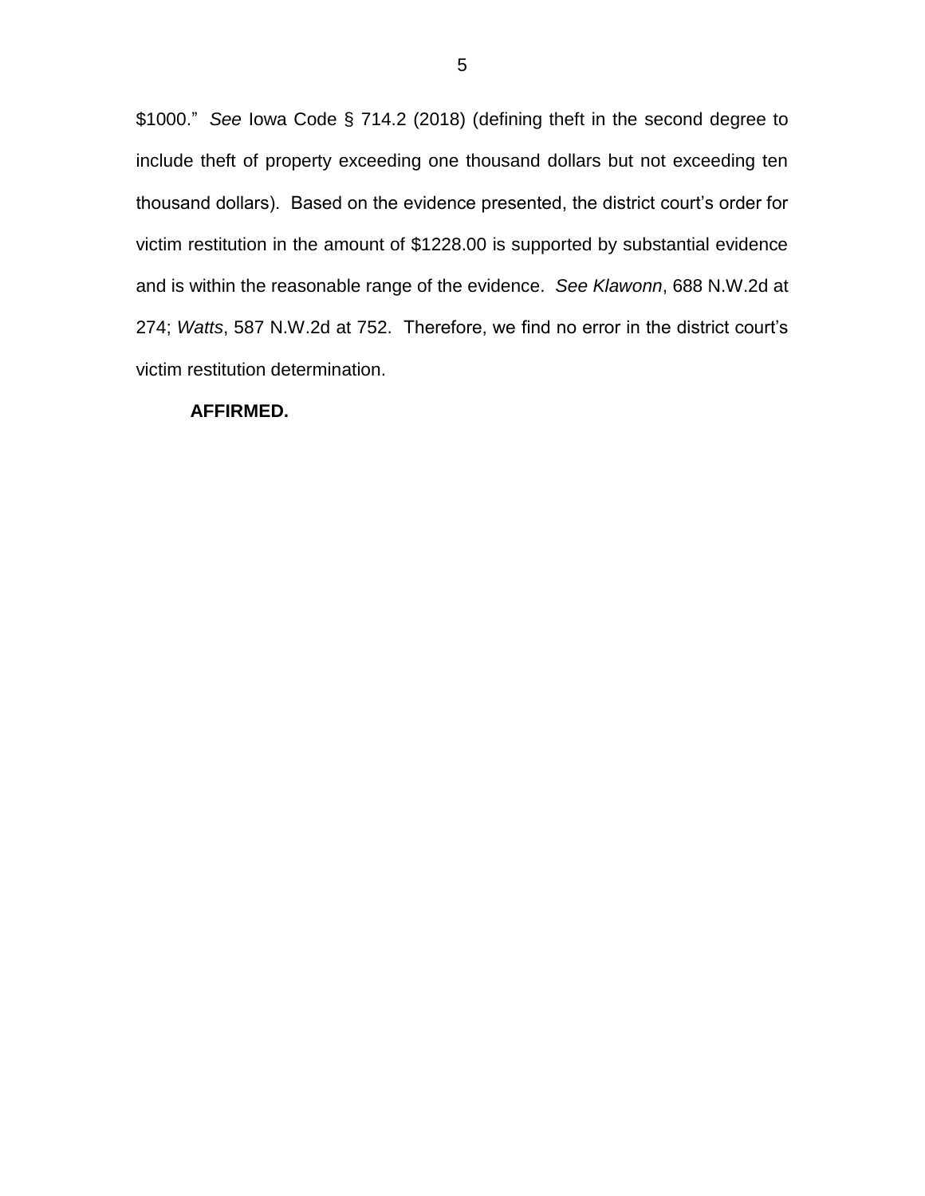$1000." *See* Iowa Code § 714.2 (2018) (defining theft in the second degree to include theft of property exceeding one thousand dollars but not exceeding ten thousand dollars). Based on the evidence presented, the district court's order for victim restitution in the amount of $1228.00 is supported by substantial evidence and is within the reasonable range of the evidence. *See Klawonn*, 688 N.W.2d at 274; *Watts*, 587 N.W.2d at 752. Therefore, we find no error in the district court's victim restitution determination.

**AFFIRMED.**